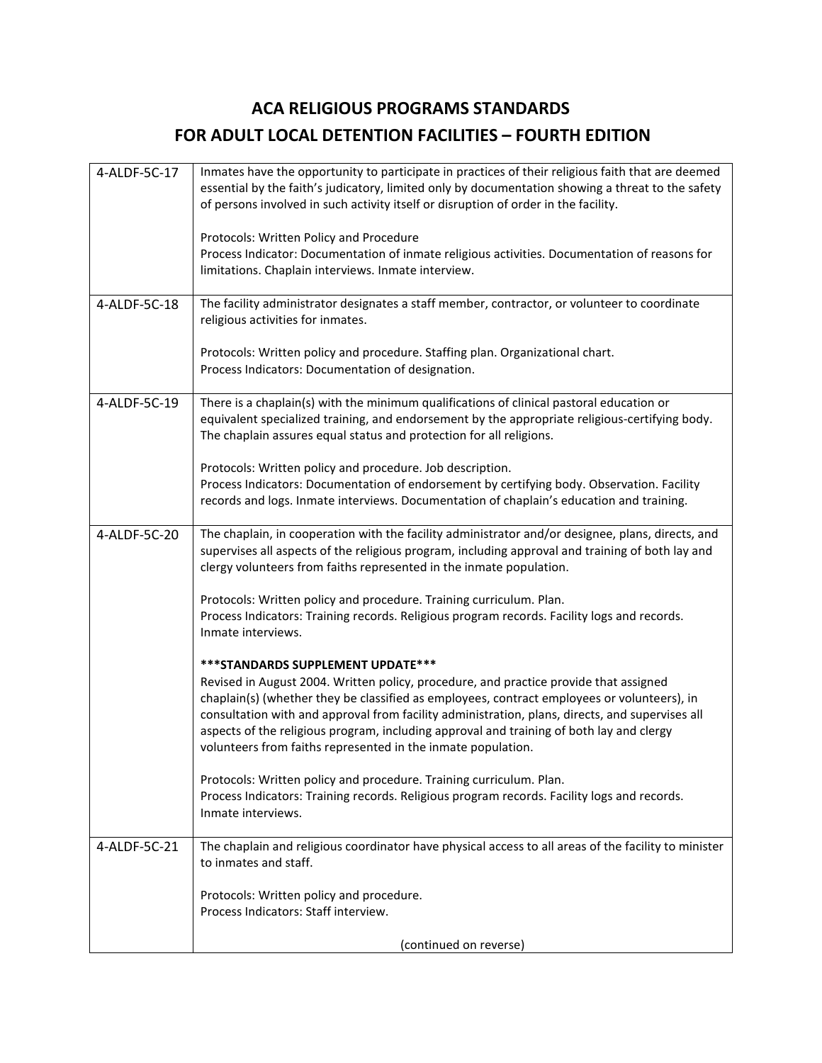# ACA RELIGIOUS PROGRAMS STANDARDS
# FOR ADULT LOCAL DETENTION FACILITIES – FOURTH EDITION

| | |
|---|---|
| 4-ALDF-5C-17 | Inmates have the opportunity to participate in practices of their religious faith that are deemed essential by the faith's judicatory, limited only by documentation showing a threat to the safety of persons involved in such activity itself or disruption of order in the facility.<br><br>Protocols: Written Policy and Procedure<br>Process Indicator: Documentation of inmate religious activities. Documentation of reasons for limitations. Chaplain interviews. Inmate interview. |
| 4-ALDF-5C-18 | The facility administrator designates a staff member, contractor, or volunteer to coordinate religious activities for inmates.<br><br>Protocols: Written policy and procedure. Staffing plan. Organizational chart.<br>Process Indicators: Documentation of designation. |
| 4-ALDF-5C-19 | There is a chaplain(s) with the minimum qualifications of clinical pastoral education or equivalent specialized training, and endorsement by the appropriate religious-certifying body. The chaplain assures equal status and protection for all religions.<br><br>Protocols: Written policy and procedure. Job description.<br>Process Indicators: Documentation of endorsement by certifying body. Observation. Facility records and logs. Inmate interviews. Documentation of chaplain's education and training. |
| 4-ALDF-5C-20 | The chaplain, in cooperation with the facility administrator and/or designee, plans, directs, and supervises all aspects of the religious program, including approval and training of both lay and clergy volunteers from faiths represented in the inmate population.<br><br>Protocols: Written policy and procedure. Training curriculum. Plan.<br>Process Indicators: Training records. Religious program records. Facility logs and records. Inmate interviews.<br><br>**\*\*\*STANDARDS SUPPLEMENT UPDATE\*\*\***<br>Revised in August 2004. Written policy, procedure, and practice provide that assigned chaplain(s) (whether they be classified as employees, contract employees or volunteers), in consultation with and approval from facility administration, plans, directs, and supervises all aspects of the religious program, including approval and training of both lay and clergy volunteers from faiths represented in the inmate population.<br><br>Protocols: Written policy and procedure. Training curriculum. Plan.<br>Process Indicators: Training records. Religious program records. Facility logs and records. Inmate interviews. |
| 4-ALDF-5C-21 | The chaplain and religious coordinator have physical access to all areas of the facility to minister to inmates and staff.<br><br>Protocols: Written policy and procedure.<br>Process Indicators: Staff interview.<br><br>(continued on reverse) |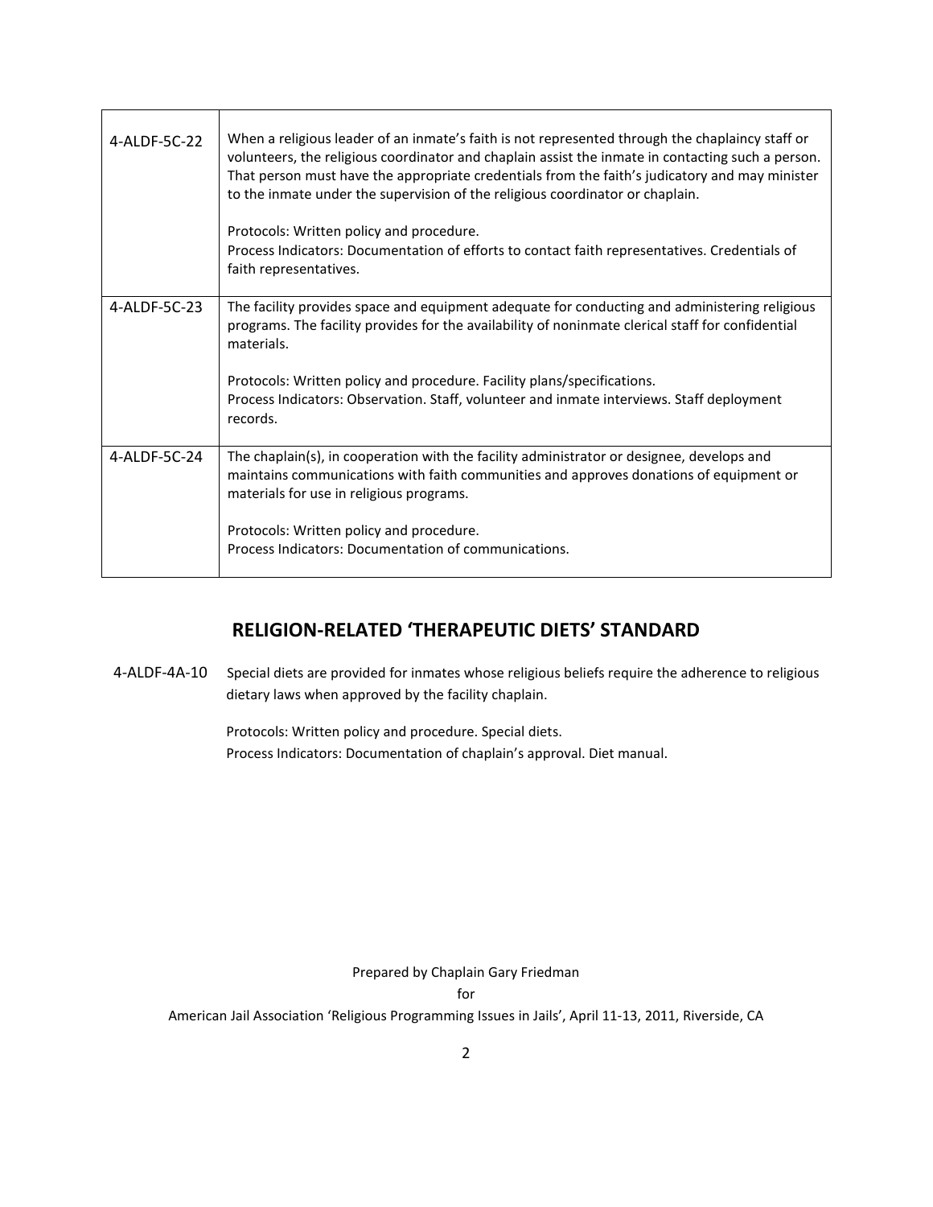| | |
|---|---|
| 4-ALDF-5C-22 | When a religious leader of an inmate's faith is not represented through the chaplaincy staff or volunteers, the religious coordinator and chaplain assist the inmate in contacting such a person. That person must have the appropriate credentials from the faith's judicatory and may minister to the inmate under the supervision of the religious coordinator or chaplain.<br><br>Protocols: Written policy and procedure.<br>Process Indicators: Documentation of efforts to contact faith representatives. Credentials of faith representatives. |
| 4-ALDF-5C-23 | The facility provides space and equipment adequate for conducting and administering religious programs. The facility provides for the availability of noninmate clerical staff for confidential materials.<br><br>Protocols: Written policy and procedure. Facility plans/specifications.<br>Process Indicators: Observation. Staff, volunteer and inmate interviews. Staff deployment records. |
| 4-ALDF-5C-24 | The chaplain(s), in cooperation with the facility administrator or designee, develops and maintains communications with faith communities and approves donations of equipment or materials for use in religious programs.<br><br>Protocols: Written policy and procedure.<br>Process Indicators: Documentation of communications. |

## RELIGION-RELATED 'THERAPEUTIC DIETS' STANDARD

4-ALDF-4A-10 Special diets are provided for inmates whose religious beliefs require the adherence to religious dietary laws when approved by the facility chaplain.

Protocols: Written policy and procedure. Special diets.
Process Indicators: Documentation of chaplain's approval. Diet manual.

Prepared by Chaplain Gary Friedman

for

American Jail Association 'Religious Programming Issues in Jails', April 11-13, 2011, Riverside, CA